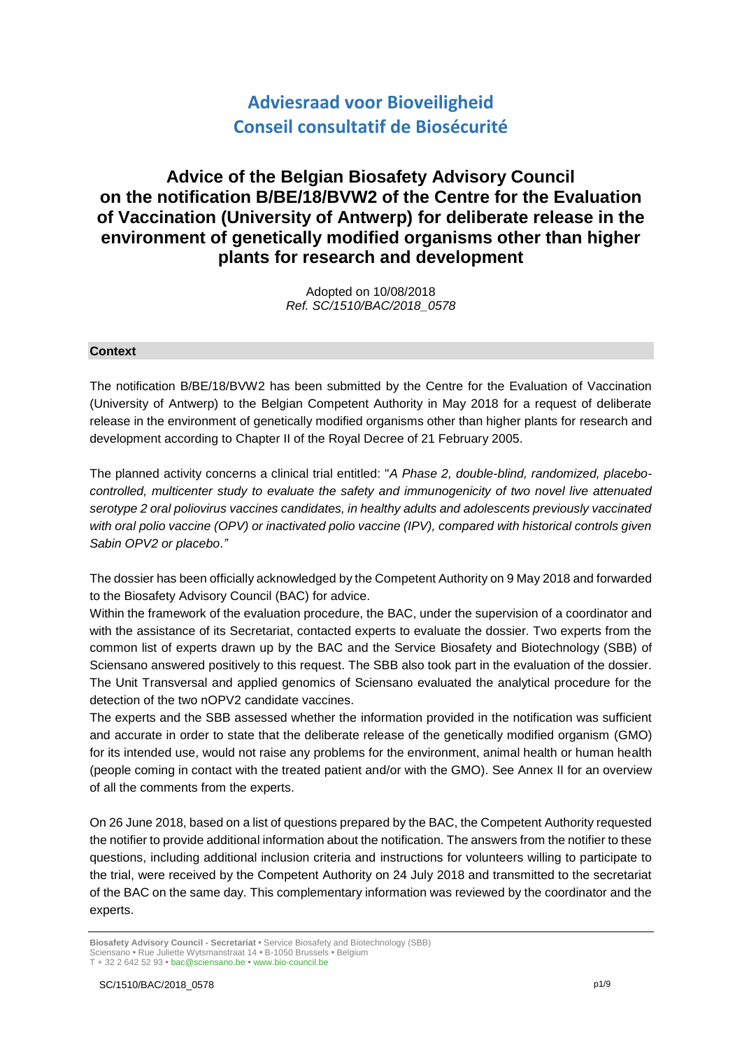# Adviesraad voor Bioveiligheid
# Conseil consultatif de Biosécurité

## Advice of the Belgian Biosafety Advisory Council on the notification B/BE/18/BVW2 of the Centre for the Evaluation of Vaccination (University of Antwerp) for deliberate release in the environment of genetically modified organisms other than higher plants for research and development

Adopted on 10/08/2018
*Ref. SC/1510/BAC/2018_0578*

### Context

The notification B/BE/18/BVW2 has been submitted by the Centre for the Evaluation of Vaccination (University of Antwerp) to the Belgian Competent Authority in May 2018 for a request of deliberate release in the environment of genetically modified organisms other than higher plants for research and development according to Chapter II of the Royal Decree of 21 February 2005.

The planned activity concerns a clinical trial entitled: "*A Phase 2, double-blind, randomized, placebo-controlled, multicenter study to evaluate the safety and immunogenicity of two novel live attenuated serotype 2 oral poliovirus vaccines candidates, in healthy adults and adolescents previously vaccinated with oral polio vaccine (OPV) or inactivated polio vaccine (IPV), compared with historical controls given Sabin OPV2 or placebo*."

The dossier has been officially acknowledged by the Competent Authority on 9 May 2018 and forwarded to the Biosafety Advisory Council (BAC) for advice.

Within the framework of the evaluation procedure, the BAC, under the supervision of a coordinator and with the assistance of its Secretariat, contacted experts to evaluate the dossier. Two experts from the common list of experts drawn up by the BAC and the Service Biosafety and Biotechnology (SBB) of Sciensano answered positively to this request. The SBB also took part in the evaluation of the dossier. The Unit Transversal and applied genomics of Sciensano evaluated the analytical procedure for the detection of the two nOPV2 candidate vaccines.

The experts and the SBB assessed whether the information provided in the notification was sufficient and accurate in order to state that the deliberate release of the genetically modified organism (GMO) for its intended use, would not raise any problems for the environment, animal health or human health (people coming in contact with the treated patient and/or with the GMO). See Annex II for an overview of all the comments from the experts.

On 26 June 2018, based on a list of questions prepared by the BAC, the Competent Authority requested the notifier to provide additional information about the notification. The answers from the notifier to these questions, including additional inclusion criteria and instructions for volunteers willing to participate to the trial, were received by the Competent Authority on 24 July 2018 and transmitted to the secretariat of the BAC on the same day. This complementary information was reviewed by the coordinator and the experts.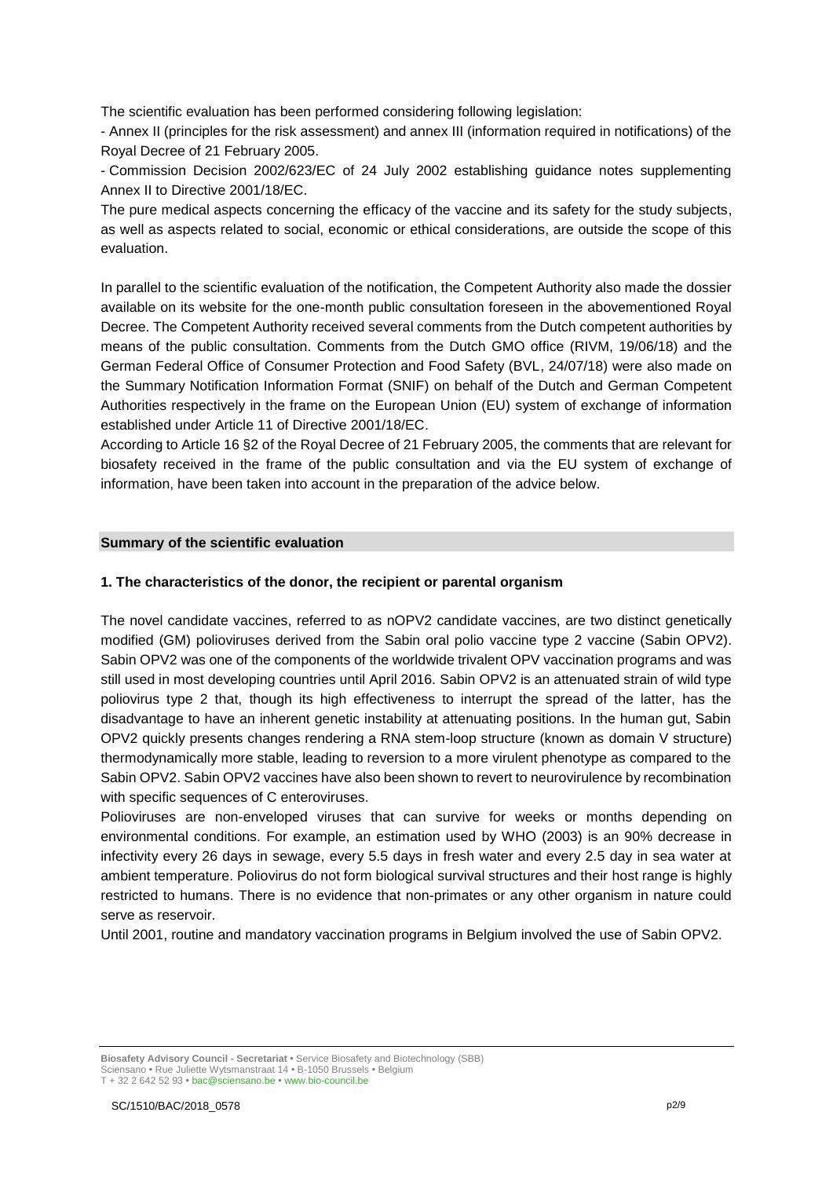The scientific evaluation has been performed considering following legislation:

- Annex II (principles for the risk assessment) and annex III (information required in notifications) of the Royal Decree of 21 February 2005.
- Commission Decision 2002/623/EC of 24 July 2002 establishing guidance notes supplementing Annex II to Directive 2001/18/EC.

The pure medical aspects concerning the efficacy of the vaccine and its safety for the study subjects, as well as aspects related to social, economic or ethical considerations, are outside the scope of this evaluation.

In parallel to the scientific evaluation of the notification, the Competent Authority also made the dossier available on its website for the one-month public consultation foreseen in the abovementioned Royal Decree. The Competent Authority received several comments from the Dutch competent authorities by means of the public consultation. Comments from the Dutch GMO office (RIVM, 19/06/18) and the German Federal Office of Consumer Protection and Food Safety (BVL, 24/07/18) were also made on the Summary Notification Information Format (SNIF) on behalf of the Dutch and German Competent Authorities respectively in the frame on the European Union (EU) system of exchange of information established under Article 11 of Directive 2001/18/EC.

According to Article 16 §2 of the Royal Decree of 21 February 2005, the comments that are relevant for biosafety received in the frame of the public consultation and via the EU system of exchange of information, have been taken into account in the preparation of the advice below.

## Summary of the scientific evaluation

### 1. The characteristics of the donor, the recipient or parental organism

The novel candidate vaccines, referred to as nOPV2 candidate vaccines, are two distinct genetically modified (GM) polioviruses derived from the Sabin oral polio vaccine type 2 vaccine (Sabin OPV2). Sabin OPV2 was one of the components of the worldwide trivalent OPV vaccination programs and was still used in most developing countries until April 2016. Sabin OPV2 is an attenuated strain of wild type poliovirus type 2 that, though its high effectiveness to interrupt the spread of the latter, has the disadvantage to have an inherent genetic instability at attenuating positions. In the human gut, Sabin OPV2 quickly presents changes rendering a RNA stem-loop structure (known as domain V structure) thermodynamically more stable, leading to reversion to a more virulent phenotype as compared to the Sabin OPV2. Sabin OPV2 vaccines have also been shown to revert to neurovirulence by recombination with specific sequences of C enteroviruses.

Polioviruses are non-enveloped viruses that can survive for weeks or months depending on environmental conditions. For example, an estimation used by WHO (2003) is an 90% decrease in infectivity every 26 days in sewage, every 5.5 days in fresh water and every 2.5 day in sea water at ambient temperature. Poliovirus do not form biological survival structures and their host range is highly restricted to humans. There is no evidence that non-primates or any other organism in nature could serve as reservoir.

Until 2001, routine and mandatory vaccination programs in Belgium involved the use of Sabin OPV2.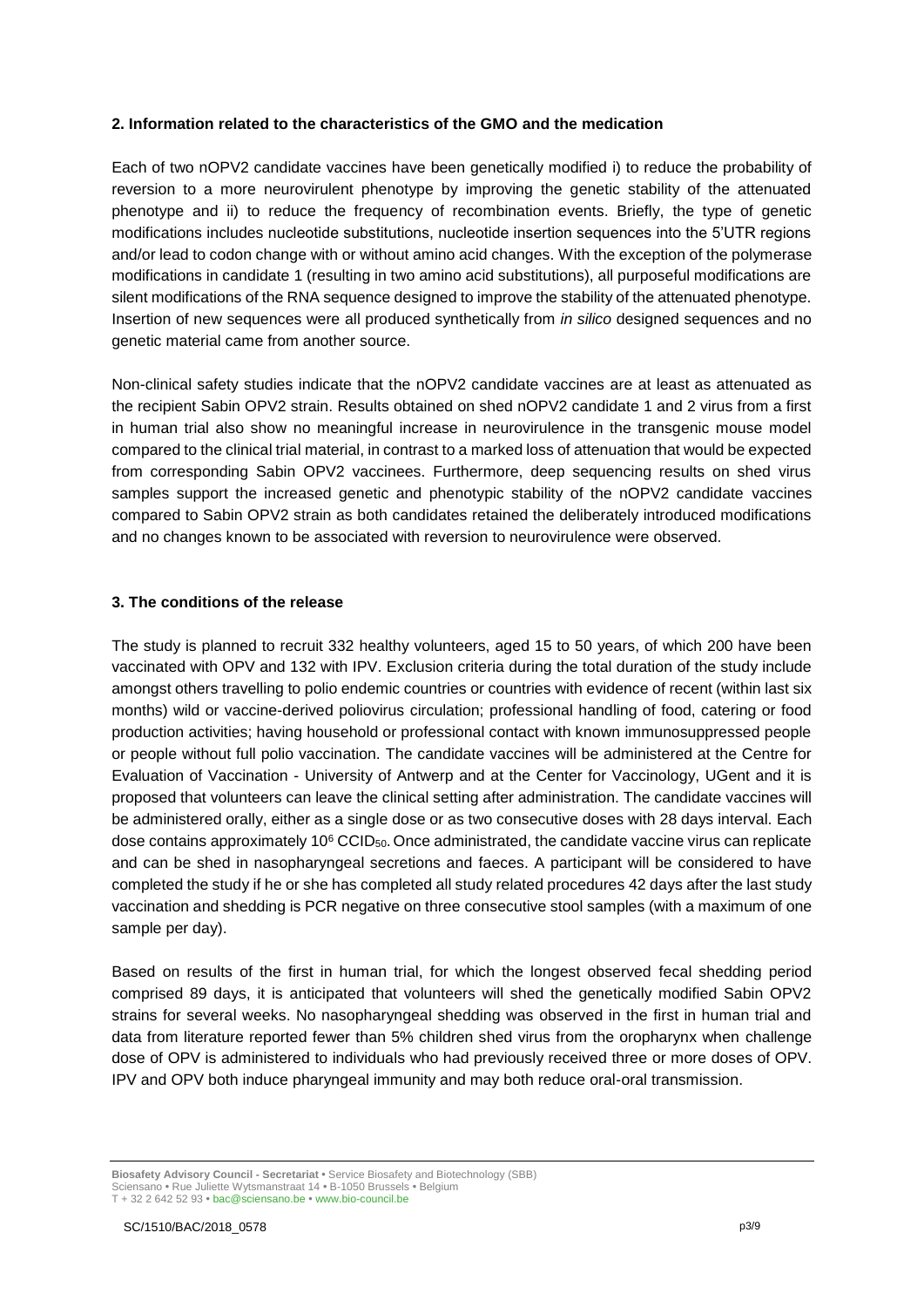### 2. Information related to the characteristics of the GMO and the medication

Each of two nOPV2 candidate vaccines have been genetically modified i) to reduce the probability of reversion to a more neurovirulent phenotype by improving the genetic stability of the attenuated phenotype and ii) to reduce the frequency of recombination events. Briefly, the type of genetic modifications includes nucleotide substitutions, nucleotide insertion sequences into the 5'UTR regions and/or lead to codon change with or without amino acid changes. With the exception of the polymerase modifications in candidate 1 (resulting in two amino acid substitutions), all purposeful modifications are silent modifications of the RNA sequence designed to improve the stability of the attenuated phenotype. Insertion of new sequences were all produced synthetically from *in silico* designed sequences and no genetic material came from another source.

Non-clinical safety studies indicate that the nOPV2 candidate vaccines are at least as attenuated as the recipient Sabin OPV2 strain. Results obtained on shed nOPV2 candidate 1 and 2 virus from a first in human trial also show no meaningful increase in neurovirulence in the transgenic mouse model compared to the clinical trial material, in contrast to a marked loss of attenuation that would be expected from corresponding Sabin OPV2 vaccinees. Furthermore, deep sequencing results on shed virus samples support the increased genetic and phenotypic stability of the nOPV2 candidate vaccines compared to Sabin OPV2 strain as both candidates retained the deliberately introduced modifications and no changes known to be associated with reversion to neurovirulence were observed.

### 3. The conditions of the release

The study is planned to recruit 332 healthy volunteers, aged 15 to 50 years, of which 200 have been vaccinated with OPV and 132 with IPV. Exclusion criteria during the total duration of the study include amongst others travelling to polio endemic countries or countries with evidence of recent (within last six months) wild or vaccine-derived poliovirus circulation; professional handling of food, catering or food production activities; having household or professional contact with known immunosuppressed people or people without full polio vaccination. The candidate vaccines will be administered at the Centre for Evaluation of Vaccination - University of Antwerp and at the Center for Vaccinology, UGent and it is proposed that volunteers can leave the clinical setting after administration. The candidate vaccines will be administered orally, either as a single dose or as two consecutive doses with 28 days interval. Each dose contains approximately $10^6$ $CCID_{50}$. Once administrated, the candidate vaccine virus can replicate and can be shed in nasopharyngeal secretions and faeces. A participant will be considered to have completed the study if he or she has completed all study related procedures 42 days after the last study vaccination and shedding is PCR negative on three consecutive stool samples (with a maximum of one sample per day).

Based on results of the first in human trial, for which the longest observed fecal shedding period comprised 89 days, it is anticipated that volunteers will shed the genetically modified Sabin OPV2 strains for several weeks. No nasopharyngeal shedding was observed in the first in human trial and data from literature reported fewer than 5% children shed virus from the oropharynx when challenge dose of OPV is administered to individuals who had previously received three or more doses of OPV. IPV and OPV both induce pharyngeal immunity and may both reduce oral-oral transmission.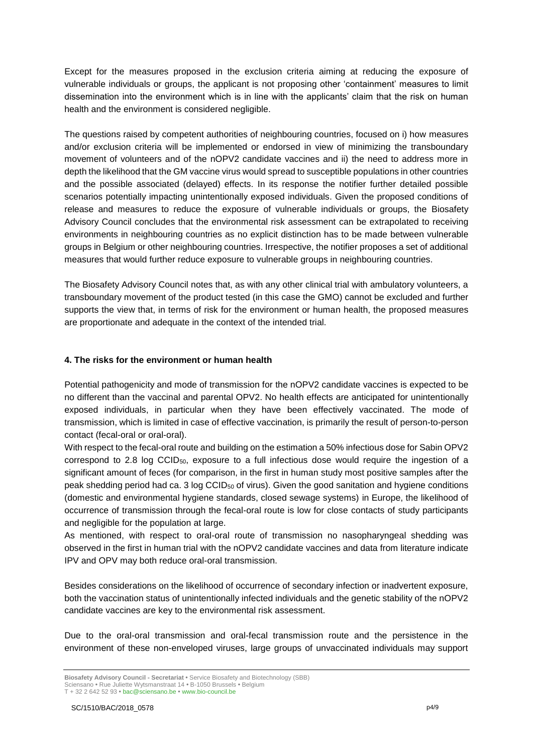Except for the measures proposed in the exclusion criteria aiming at reducing the exposure of vulnerable individuals or groups, the applicant is not proposing other 'containment' measures to limit dissemination into the environment which is in line with the applicants' claim that the risk on human health and the environment is considered negligible.

The questions raised by competent authorities of neighbouring countries, focused on i) how measures and/or exclusion criteria will be implemented or endorsed in view of minimizing the transboundary movement of volunteers and of the nOPV2 candidate vaccines and ii) the need to address more in depth the likelihood that the GM vaccine virus would spread to susceptible populations in other countries and the possible associated (delayed) effects. In its response the notifier further detailed possible scenarios potentially impacting unintentionally exposed individuals. Given the proposed conditions of release and measures to reduce the exposure of vulnerable individuals or groups, the Biosafety Advisory Council concludes that the environmental risk assessment can be extrapolated to receiving environments in neighbouring countries as no explicit distinction has to be made between vulnerable groups in Belgium or other neighbouring countries. Irrespective, the notifier proposes a set of additional measures that would further reduce exposure to vulnerable groups in neighbouring countries.

The Biosafety Advisory Council notes that, as with any other clinical trial with ambulatory volunteers, a transboundary movement of the product tested (in this case the GMO) cannot be excluded and further supports the view that, in terms of risk for the environment or human health, the proposed measures are proportionate and adequate in the context of the intended trial.

## 4. The risks for the environment or human health

Potential pathogenicity and mode of transmission for the nOPV2 candidate vaccines is expected to be no different than the vaccinal and parental OPV2. No health effects are anticipated for unintentionally exposed individuals, in particular when they have been effectively vaccinated. The mode of transmission, which is limited in case of effective vaccination, is primarily the result of person-to-person contact (fecal-oral or oral-oral).

With respect to the fecal-oral route and building on the estimation a 50% infectious dose for Sabin OPV2 correspond to 2.8 log $CCID_{50}$, exposure to a full infectious dose would require the ingestion of a significant amount of feces (for comparison, in the first in human study most positive samples after the peak shedding period had ca. 3 log $CCID_{50}$ of virus). Given the good sanitation and hygiene conditions (domestic and environmental hygiene standards, closed sewage systems) in Europe, the likelihood of occurrence of transmission through the fecal-oral route is low for close contacts of study participants and negligible for the population at large.

As mentioned, with respect to oral-oral route of transmission no nasopharyngeal shedding was observed in the first in human trial with the nOPV2 candidate vaccines and data from literature indicate IPV and OPV may both reduce oral-oral transmission.

Besides considerations on the likelihood of occurrence of secondary infection or inadvertent exposure, both the vaccination status of unintentionally infected individuals and the genetic stability of the nOPV2 candidate vaccines are key to the environmental risk assessment.

Due to the oral-oral transmission and oral-fecal transmission route and the persistence in the environment of these non-enveloped viruses, large groups of unvaccinated individuals may support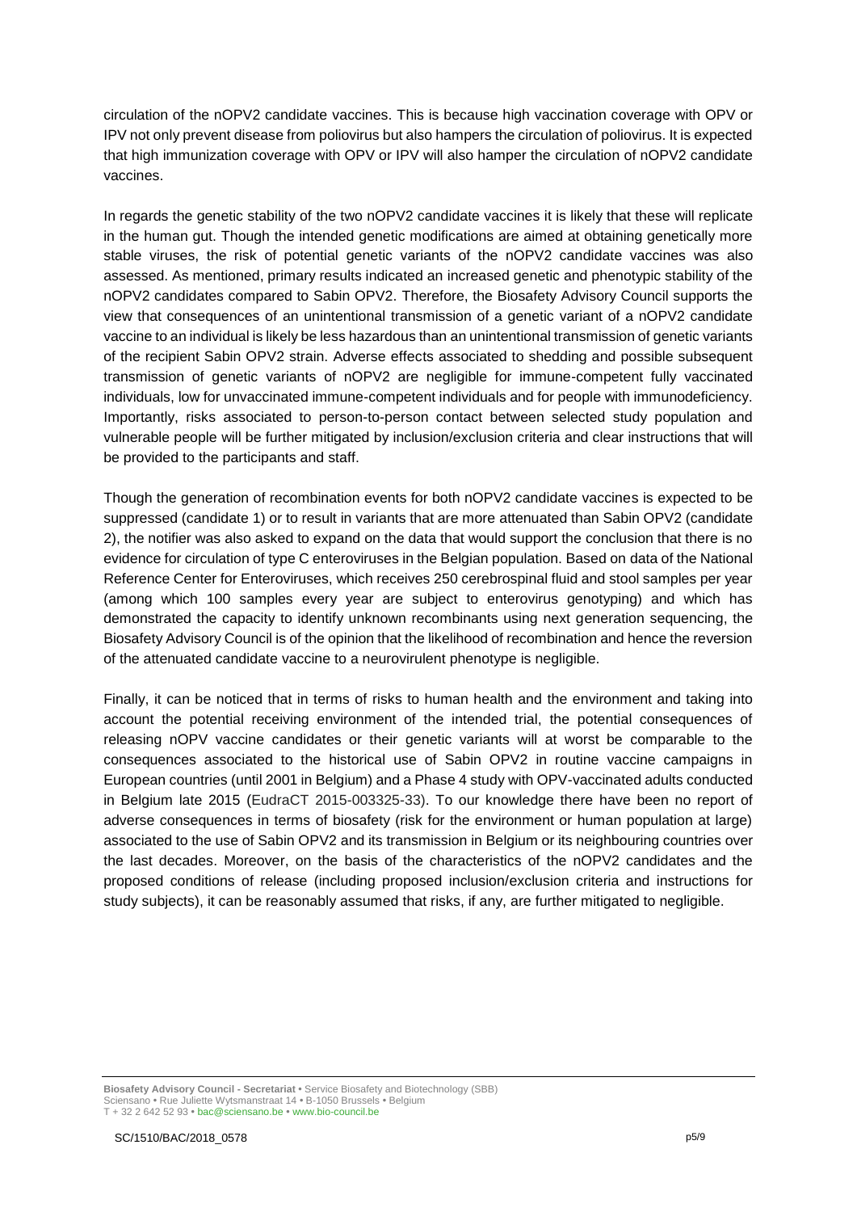circulation of the nOPV2 candidate vaccines. This is because high vaccination coverage with OPV or IPV not only prevent disease from poliovirus but also hampers the circulation of poliovirus. It is expected that high immunization coverage with OPV or IPV will also hamper the circulation of nOPV2 candidate vaccines.

In regards the genetic stability of the two nOPV2 candidate vaccines it is likely that these will replicate in the human gut. Though the intended genetic modifications are aimed at obtaining genetically more stable viruses, the risk of potential genetic variants of the nOPV2 candidate vaccines was also assessed. As mentioned, primary results indicated an increased genetic and phenotypic stability of the nOPV2 candidates compared to Sabin OPV2. Therefore, the Biosafety Advisory Council supports the view that consequences of an unintentional transmission of a genetic variant of a nOPV2 candidate vaccine to an individual is likely be less hazardous than an unintentional transmission of genetic variants of the recipient Sabin OPV2 strain. Adverse effects associated to shedding and possible subsequent transmission of genetic variants of nOPV2 are negligible for immune-competent fully vaccinated individuals, low for unvaccinated immune-competent individuals and for people with immunodeficiency. Importantly, risks associated to person-to-person contact between selected study population and vulnerable people will be further mitigated by inclusion/exclusion criteria and clear instructions that will be provided to the participants and staff.

Though the generation of recombination events for both nOPV2 candidate vaccines is expected to be suppressed (candidate 1) or to result in variants that are more attenuated than Sabin OPV2 (candidate 2), the notifier was also asked to expand on the data that would support the conclusion that there is no evidence for circulation of type C enteroviruses in the Belgian population. Based on data of the National Reference Center for Enteroviruses, which receives 250 cerebrospinal fluid and stool samples per year (among which 100 samples every year are subject to enterovirus genotyping) and which has demonstrated the capacity to identify unknown recombinants using next generation sequencing, the Biosafety Advisory Council is of the opinion that the likelihood of recombination and hence the reversion of the attenuated candidate vaccine to a neurovirulent phenotype is negligible.

Finally, it can be noticed that in terms of risks to human health and the environment and taking into account the potential receiving environment of the intended trial, the potential consequences of releasing nOPV vaccine candidates or their genetic variants will at worst be comparable to the consequences associated to the historical use of Sabin OPV2 in routine vaccine campaigns in European countries (until 2001 in Belgium) and a Phase 4 study with OPV-vaccinated adults conducted in Belgium late 2015 (EudraCT 2015-003325-33). To our knowledge there have been no report of adverse consequences in terms of biosafety (risk for the environment or human population at large) associated to the use of Sabin OPV2 and its transmission in Belgium or its neighbouring countries over the last decades. Moreover, on the basis of the characteristics of the nOPV2 candidates and the proposed conditions of release (including proposed inclusion/exclusion criteria and instructions for study subjects), it can be reasonably assumed that risks, if any, are further mitigated to negligible.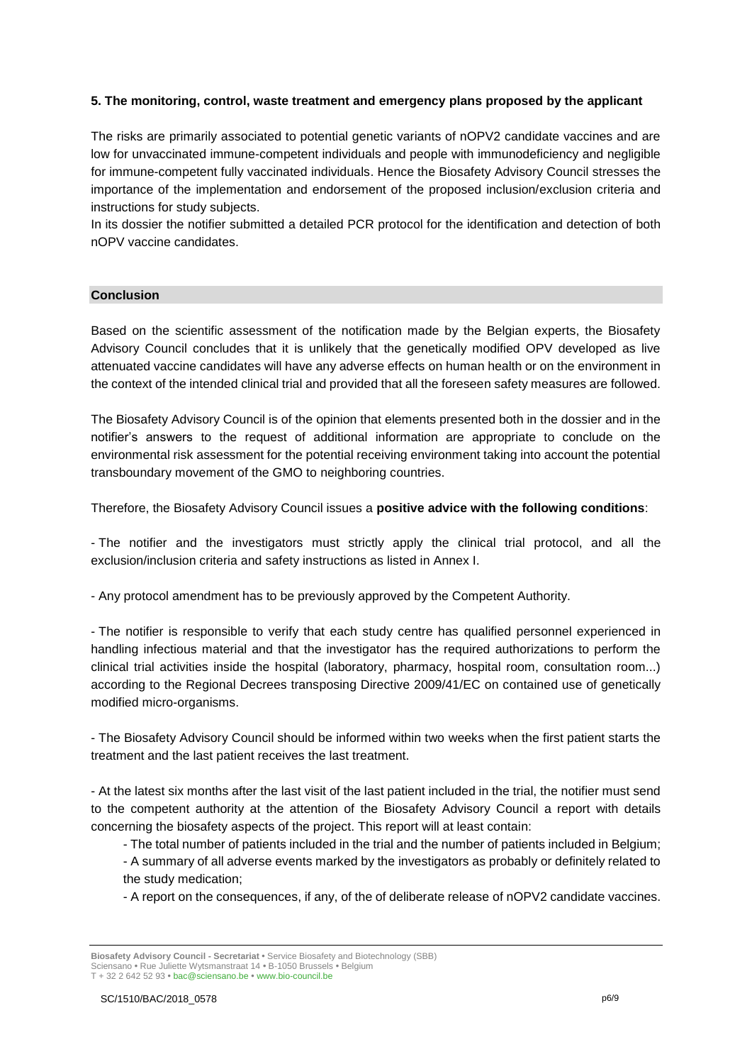**5. The monitoring, control, waste treatment and emergency plans proposed by the applicant**

The risks are primarily associated to potential genetic variants of nOPV2 candidate vaccines and are low for unvaccinated immune-competent individuals and people with immunodeficiency and negligible for immune-competent fully vaccinated individuals. Hence the Biosafety Advisory Council stresses the importance of the implementation and endorsement of the proposed inclusion/exclusion criteria and instructions for study subjects.

In its dossier the notifier submitted a detailed PCR protocol for the identification and detection of both nOPV vaccine candidates.

## Conclusion

Based on the scientific assessment of the notification made by the Belgian experts, the Biosafety Advisory Council concludes that it is unlikely that the genetically modified OPV developed as live attenuated vaccine candidates will have any adverse effects on human health or on the environment in the context of the intended clinical trial and provided that all the foreseen safety measures are followed.

The Biosafety Advisory Council is of the opinion that elements presented both in the dossier and in the notifier's answers to the request of additional information are appropriate to conclude on the environmental risk assessment for the potential receiving environment taking into account the potential transboundary movement of the GMO to neighboring countries.

Therefore, the Biosafety Advisory Council issues a **positive advice with the following conditions**:

- The notifier and the investigators must strictly apply the clinical trial protocol, and all the exclusion/inclusion criteria and safety instructions as listed in Annex I.

- Any protocol amendment has to be previously approved by the Competent Authority.

- The notifier is responsible to verify that each study centre has qualified personnel experienced in handling infectious material and that the investigator has the required authorizations to perform the clinical trial activities inside the hospital (laboratory, pharmacy, hospital room, consultation room...) according to the Regional Decrees transposing Directive 2009/41/EC on contained use of genetically modified micro-organisms.

- The Biosafety Advisory Council should be informed within two weeks when the first patient starts the treatment and the last patient receives the last treatment.

- At the latest six months after the last visit of the last patient included in the trial, the notifier must send to the competent authority at the attention of the Biosafety Advisory Council a report with details concerning the biosafety aspects of the project. This report will at least contain:
  - The total number of patients included in the trial and the number of patients included in Belgium;
  - A summary of all adverse events marked by the investigators as probably or definitely related to the study medication;
  - A report on the consequences, if any, of the of deliberate release of nOPV2 candidate vaccines.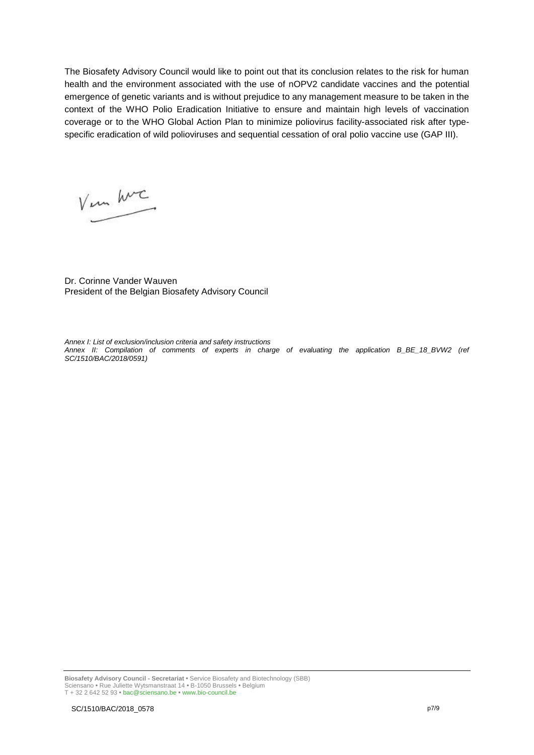The Biosafety Advisory Council would like to point out that its conclusion relates to the risk for human health and the environment associated with the use of nOPV2 candidate vaccines and the potential emergence of genetic variants and is without prejudice to any management measure to be taken in the context of the WHO Polio Eradication Initiative to ensure and maintain high levels of vaccination coverage or to the WHO Global Action Plan to minimize poliovirus facility-associated risk after type-specific eradication of wild polioviruses and sequential cessation of oral polio vaccine use (GAP III).

Dr. Corinne Vander Wauven
President of the Belgian Biosafety Advisory Council

*Annex I: List of exclusion/inclusion criteria and safety instructions*
*Annex II: Compilation of comments of experts in charge of evaluating the application B_BE_18_BVW2 (ref SC/1510/BAC/2018/0591)*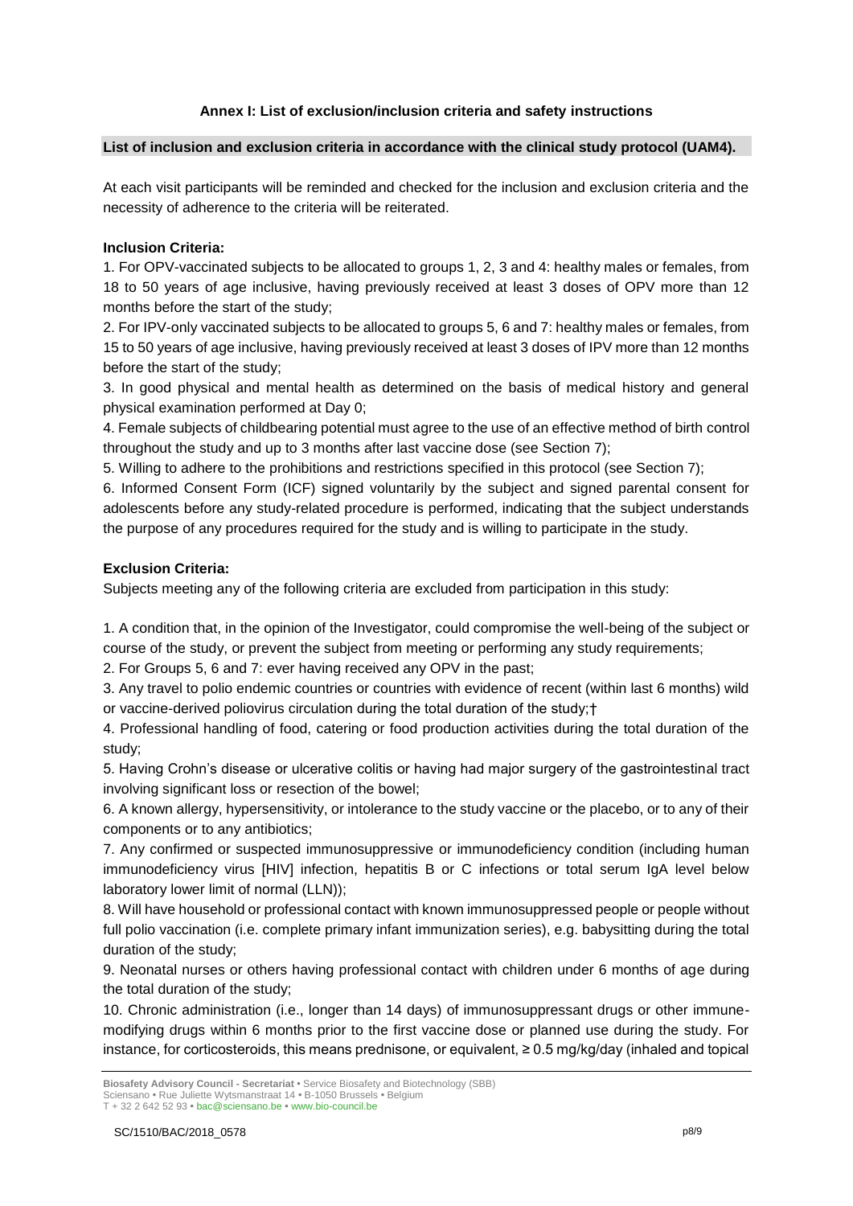## Annex I: List of exclusion/inclusion criteria and safety instructions

**List of inclusion and exclusion criteria in accordance with the clinical study protocol (UAM4).**

At each visit participants will be reminded and checked for the inclusion and exclusion criteria and the necessity of adherence to the criteria will be reiterated.

**Inclusion Criteria:**

1. For OPV-vaccinated subjects to be allocated to groups 1, 2, 3 and 4: healthy males or females, from 18 to 50 years of age inclusive, having previously received at least 3 doses of OPV more than 12 months before the start of the study;
2. For IPV-only vaccinated subjects to be allocated to groups 5, 6 and 7: healthy males or females, from 15 to 50 years of age inclusive, having previously received at least 3 doses of IPV more than 12 months before the start of the study;
3. In good physical and mental health as determined on the basis of medical history and general physical examination performed at Day 0;
4. Female subjects of childbearing potential must agree to the use of an effective method of birth control throughout the study and up to 3 months after last vaccine dose (see Section 7);
5. Willing to adhere to the prohibitions and restrictions specified in this protocol (see Section 7);
6. Informed Consent Form (ICF) signed voluntarily by the subject and signed parental consent for adolescents before any study-related procedure is performed, indicating that the subject understands the purpose of any procedures required for the study and is willing to participate in the study.

**Exclusion Criteria:**

Subjects meeting any of the following criteria are excluded from participation in this study:

1. A condition that, in the opinion of the Investigator, could compromise the well-being of the subject or course of the study, or prevent the subject from meeting or performing any study requirements;
2. For Groups 5, 6 and 7: ever having received any OPV in the past;
3. Any travel to polio endemic countries or countries with evidence of recent (within last 6 months) wild or vaccine-derived poliovirus circulation during the total duration of the study;†
4. Professional handling of food, catering or food production activities during the total duration of the study;
5. Having Crohn's disease or ulcerative colitis or having had major surgery of the gastrointestinal tract involving significant loss or resection of the bowel;
6. A known allergy, hypersensitivity, or intolerance to the study vaccine or the placebo, or to any of their components or to any antibiotics;
7. Any confirmed or suspected immunosuppressive or immunodeficiency condition (including human immunodeficiency virus [HIV] infection, hepatitis B or C infections or total serum IgA level below laboratory lower limit of normal (LLN));
8. Will have household or professional contact with known immunosuppressed people or people without full polio vaccination (i.e. complete primary infant immunization series), e.g. babysitting during the total duration of the study;
9. Neonatal nurses or others having professional contact with children under 6 months of age during the total duration of the study;
10. Chronic administration (i.e., longer than 14 days) of immunosuppressant drugs or other immune-modifying drugs within 6 months prior to the first vaccine dose or planned use during the study. For instance, for corticosteroids, this means prednisone, or equivalent, ≥ 0.5 mg/kg/day (inhaled and topical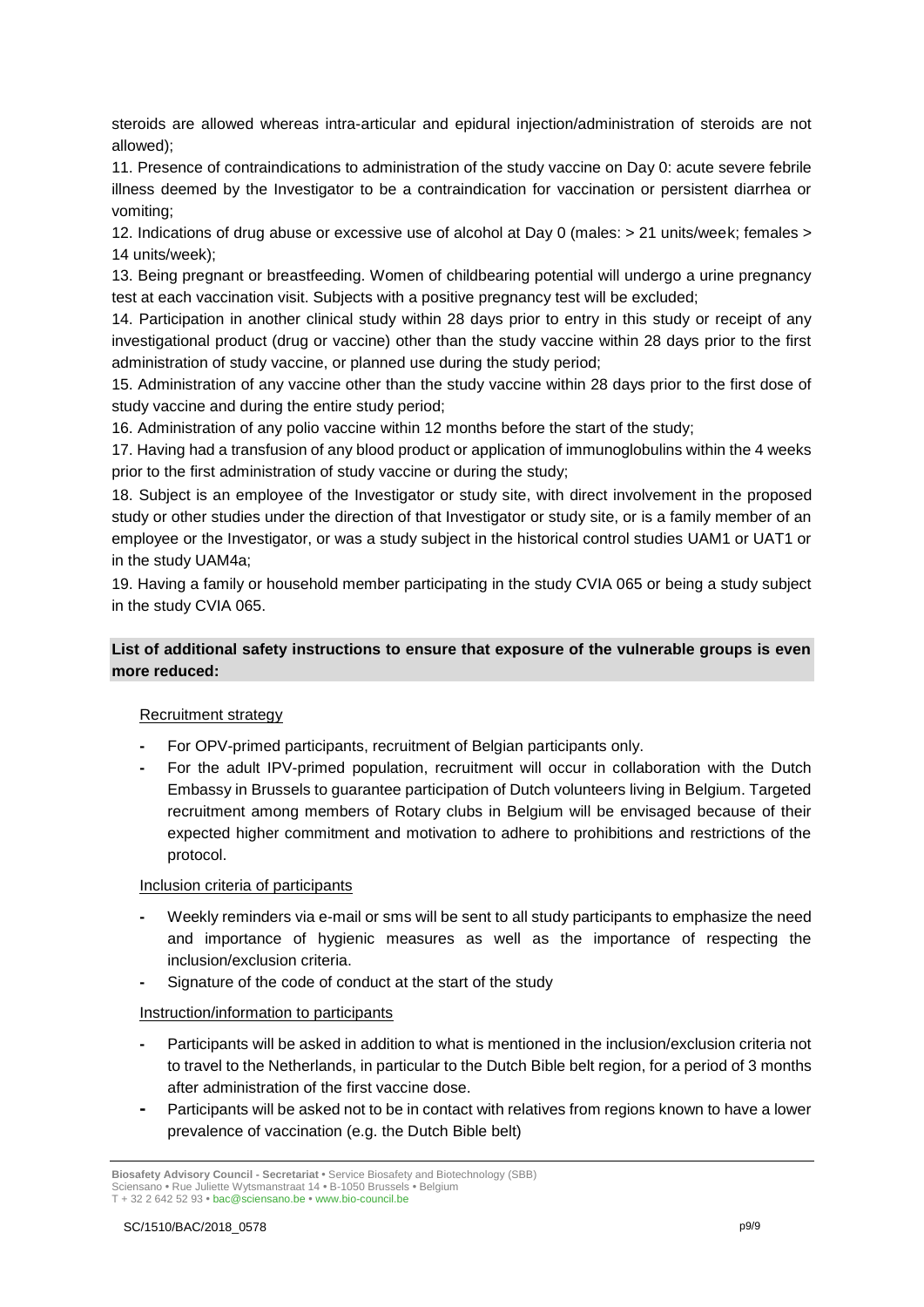steroids are allowed whereas intra-articular and epidural injection/administration of steroids are not allowed);

11. Presence of contraindications to administration of the study vaccine on Day 0: acute severe febrile illness deemed by the Investigator to be a contraindication for vaccination or persistent diarrhea or vomiting;

12. Indications of drug abuse or excessive use of alcohol at Day 0 (males: > 21 units/week; females > 14 units/week);

13. Being pregnant or breastfeeding. Women of childbearing potential will undergo a urine pregnancy test at each vaccination visit. Subjects with a positive pregnancy test will be excluded;

14. Participation in another clinical study within 28 days prior to entry in this study or receipt of any investigational product (drug or vaccine) other than the study vaccine within 28 days prior to the first administration of study vaccine, or planned use during the study period;

15. Administration of any vaccine other than the study vaccine within 28 days prior to the first dose of study vaccine and during the entire study period;

16. Administration of any polio vaccine within 12 months before the start of the study;

17. Having had a transfusion of any blood product or application of immunoglobulins within the 4 weeks prior to the first administration of study vaccine or during the study;

18. Subject is an employee of the Investigator or study site, with direct involvement in the proposed study or other studies under the direction of that Investigator or study site, or is a family member of an employee or the Investigator, or was a study subject in the historical control studies UAM1 or UAT1 or in the study UAM4a;

19. Having a family or household member participating in the study CVIA 065 or being a study subject in the study CVIA 065.

**List of additional safety instructions to ensure that exposure of the vulnerable groups is even more reduced:**

Recruitment strategy

- For OPV-primed participants, recruitment of Belgian participants only.
- For the adult IPV-primed population, recruitment will occur in collaboration with the Dutch Embassy in Brussels to guarantee participation of Dutch volunteers living in Belgium. Targeted recruitment among members of Rotary clubs in Belgium will be envisaged because of their expected higher commitment and motivation to adhere to prohibitions and restrictions of the protocol.

Inclusion criteria of participants

- Weekly reminders via e-mail or sms will be sent to all study participants to emphasize the need and importance of hygienic measures as well as the importance of respecting the inclusion/exclusion criteria.
- Signature of the code of conduct at the start of the study

Instruction/information to participants

- Participants will be asked in addition to what is mentioned in the inclusion/exclusion criteria not to travel to the Netherlands, in particular to the Dutch Bible belt region, for a period of 3 months after administration of the first vaccine dose.
- Participants will be asked not to be in contact with relatives from regions known to have a lower prevalence of vaccination (e.g. the Dutch Bible belt)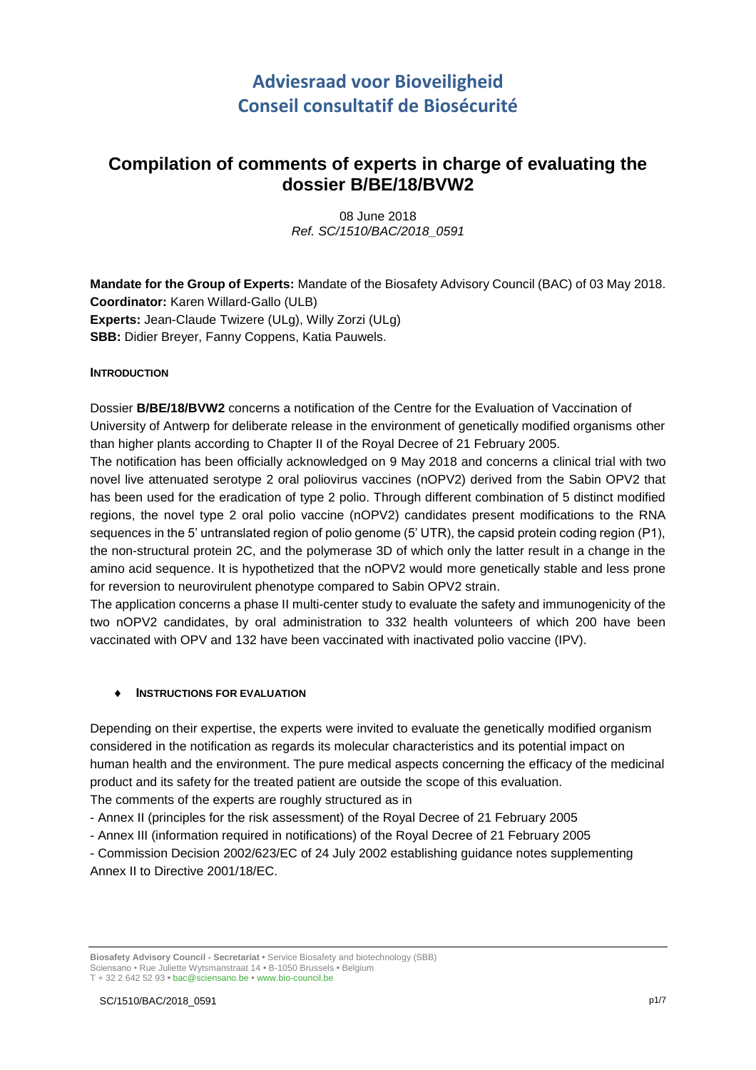# Adviesraad voor Bioveiligheid
# Conseil consultatif de Biosécurité

## Compilation of comments of experts in charge of evaluating the dossier B/BE/18/BVW2

08 June 2018
*Ref. SC/1510/BAC/2018_0591*

**Mandate for the Group of Experts:** Mandate of the Biosafety Advisory Council (BAC) of 03 May 2018.
**Coordinator:** Karen Willard-Gallo (ULB)
**Experts:** Jean-Claude Twizere (ULg), Willy Zorzi (ULg)
**SBB:** Didier Breyer, Fanny Coppens, Katia Pauwels.

### INTRODUCTION

Dossier **B/BE/18/BVW2** concerns a notification of the Centre for the Evaluation of Vaccination of University of Antwerp for deliberate release in the environment of genetically modified organisms other than higher plants according to Chapter II of the Royal Decree of 21 February 2005.

The notification has been officially acknowledged on 9 May 2018 and concerns a clinical trial with two novel live attenuated serotype 2 oral poliovirus vaccines (nOPV2) derived from the Sabin OPV2 that has been used for the eradication of type 2 polio. Through different combination of 5 distinct modified regions, the novel type 2 oral polio vaccine (nOPV2) candidates present modifications to the RNA sequences in the 5' untranslated region of polio genome (5' UTR), the capsid protein coding region (P1), the non-structural protein 2C, and the polymerase 3D of which only the latter result in a change in the amino acid sequence. It is hypothetized that the nOPV2 would more genetically stable and less prone for reversion to neurovirulent phenotype compared to Sabin OPV2 strain.

The application concerns a phase II multi-center study to evaluate the safety and immunogenicity of the two nOPV2 candidates, by oral administration to 332 health volunteers of which 200 have been vaccinated with OPV and 132 have been vaccinated with inactivated polio vaccine (IPV).

- ### INSTRUCTIONS FOR EVALUATION

Depending on their expertise, the experts were invited to evaluate the genetically modified organism considered in the notification as regards its molecular characteristics and its potential impact on human health and the environment. The pure medical aspects concerning the efficacy of the medicinal product and its safety for the treated patient are outside the scope of this evaluation.

The comments of the experts are roughly structured as in

- Annex II (principles for the risk assessment) of the Royal Decree of 21 February 2005
- Annex III (information required in notifications) of the Royal Decree of 21 February 2005
- Commission Decision 2002/623/EC of 24 July 2002 establishing guidance notes supplementing Annex II to Directive 2001/18/EC.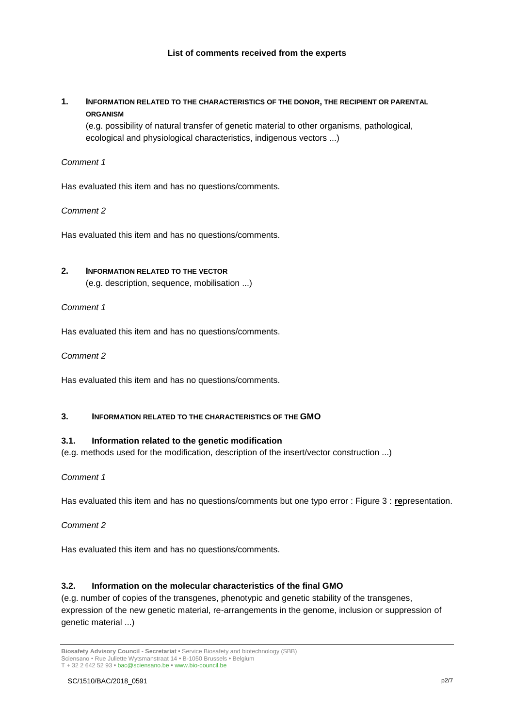**List of comments received from the experts**

## 1. INFORMATION RELATED TO THE CHARACTERISTICS OF THE DONOR, THE RECIPIENT OR PARENTAL ORGANISM

(e.g. possibility of natural transfer of genetic material to other organisms, pathological, ecological and physiological characteristics, indigenous vectors ...)

*Comment 1*

Has evaluated this item and has no questions/comments.

*Comment 2*

Has evaluated this item and has no questions/comments.

## 2. INFORMATION RELATED TO THE VECTOR

(e.g. description, sequence, mobilisation ...)

*Comment 1*

Has evaluated this item and has no questions/comments.

*Comment 2*

Has evaluated this item and has no questions/comments.

## 3. INFORMATION RELATED TO THE CHARACTERISTICS OF THE GMO

### 3.1. Information related to the genetic modification

(e.g. methods used for the modification, description of the insert/vector construction ...)

*Comment 1*

Has evaluated this item and has no questions/comments but one typo error : Figure 3 : **re**presentation.

*Comment 2*

Has evaluated this item and has no questions/comments.

### 3.2. Information on the molecular characteristics of the final GMO

(e.g. number of copies of the transgenes, phenotypic and genetic stability of the transgenes, expression of the new genetic material, re-arrangements in the genome, inclusion or suppression of genetic material ...)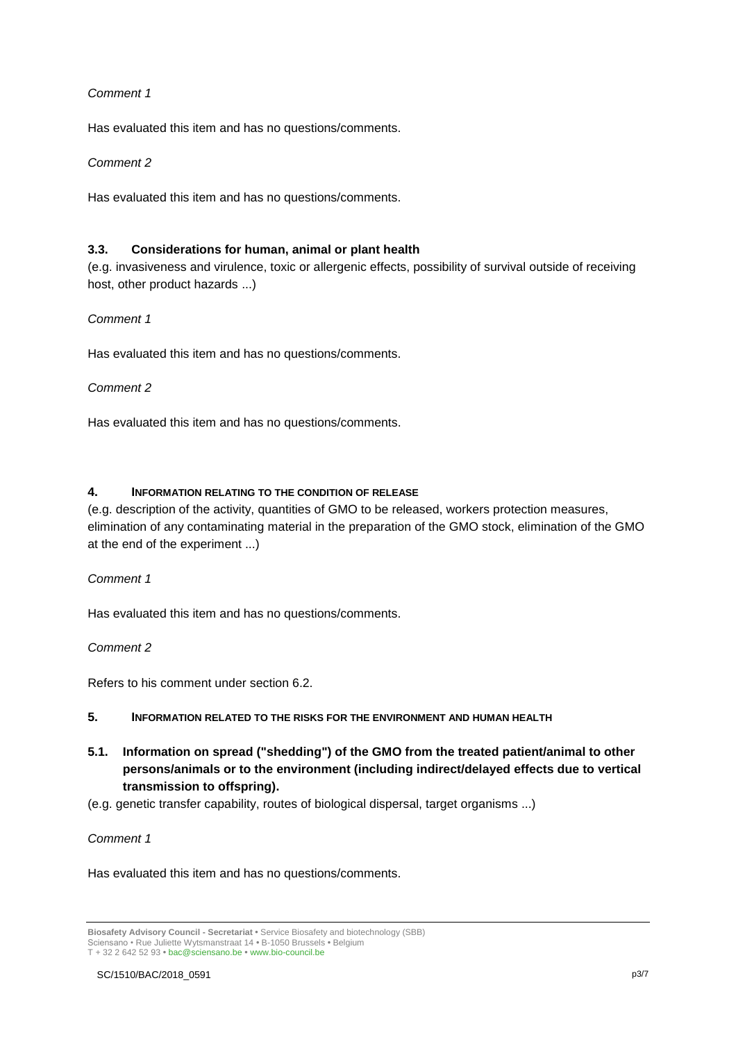*Comment 1*

Has evaluated this item and has no questions/comments.

*Comment 2*

Has evaluated this item and has no questions/comments.

### 3.3. Considerations for human, animal or plant health

(e.g. invasiveness and virulence, toxic or allergenic effects, possibility of survival outside of receiving host, other product hazards ...)

*Comment 1*

Has evaluated this item and has no questions/comments.

*Comment 2*

Has evaluated this item and has no questions/comments.

## 4. INFORMATION RELATING TO THE CONDITION OF RELEASE

(e.g. description of the activity, quantities of GMO to be released, workers protection measures, elimination of any contaminating material in the preparation of the GMO stock, elimination of the GMO at the end of the experiment ...)

*Comment 1*

Has evaluated this item and has no questions/comments.

*Comment 2*

Refers to his comment under section 6.2.

## 5. INFORMATION RELATED TO THE RISKS FOR THE ENVIRONMENT AND HUMAN HEALTH

### 5.1. Information on spread ("shedding") of the GMO from the treated patient/animal to other persons/animals or to the environment (including indirect/delayed effects due to vertical transmission to offspring).

(e.g. genetic transfer capability, routes of biological dispersal, target organisms ...)

*Comment 1*

Has evaluated this item and has no questions/comments.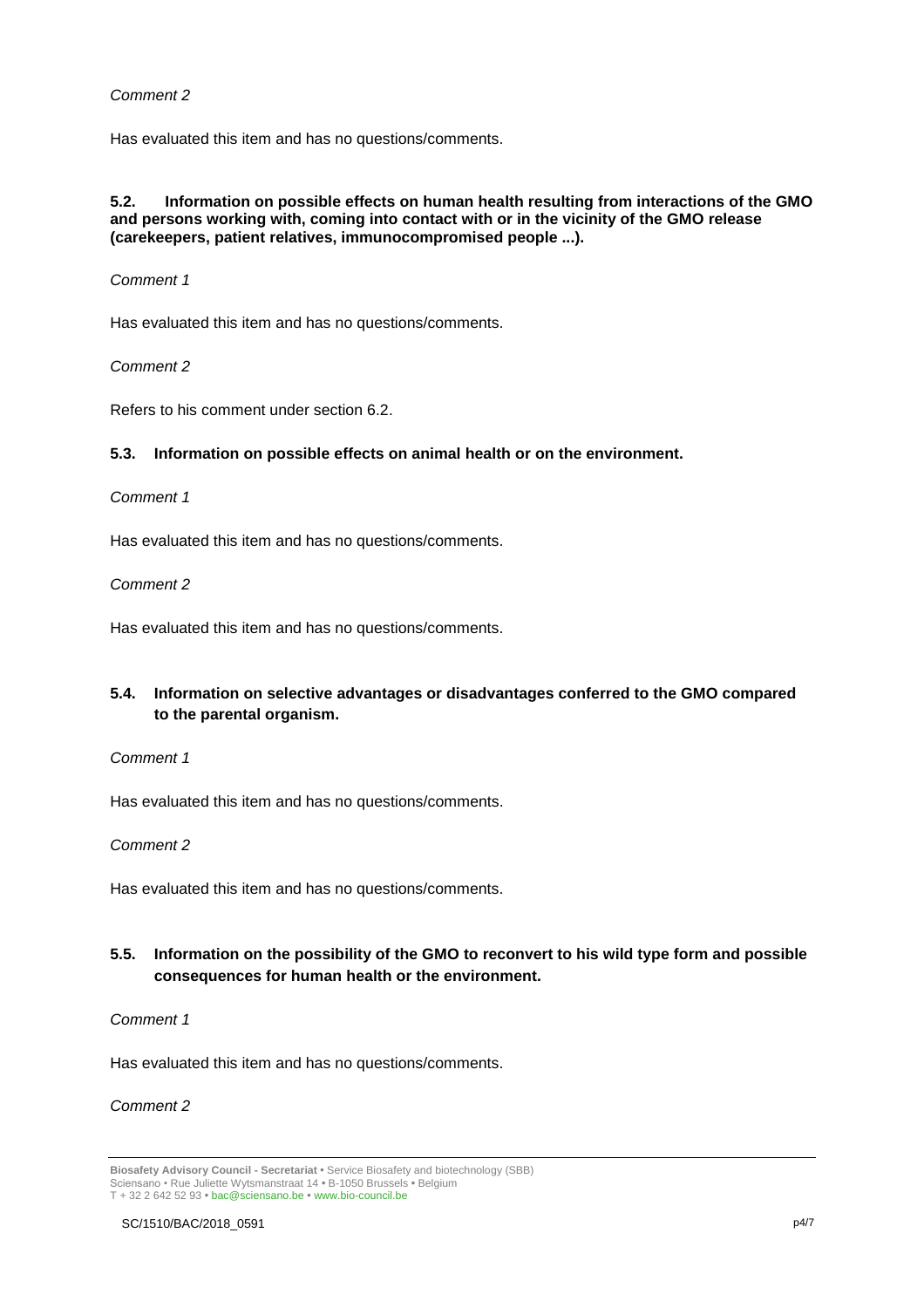*Comment 2*

Has evaluated this item and has no questions/comments.

**5.2. Information on possible effects on human health resulting from interactions of the GMO and persons working with, coming into contact with or in the vicinity of the GMO release (carekeepers, patient relatives, immunocompromised people ...).**

*Comment 1*

Has evaluated this item and has no questions/comments.

*Comment 2*

Refers to his comment under section 6.2.

**5.3. Information on possible effects on animal health or on the environment.**

*Comment 1*

Has evaluated this item and has no questions/comments.

*Comment 2*

Has evaluated this item and has no questions/comments.

**5.4. Information on selective advantages or disadvantages conferred to the GMO compared to the parental organism.**

*Comment 1*

Has evaluated this item and has no questions/comments.

*Comment 2*

Has evaluated this item and has no questions/comments.

**5.5. Information on the possibility of the GMO to reconvert to his wild type form and possible consequences for human health or the environment.**

*Comment 1*

Has evaluated this item and has no questions/comments.

*Comment 2*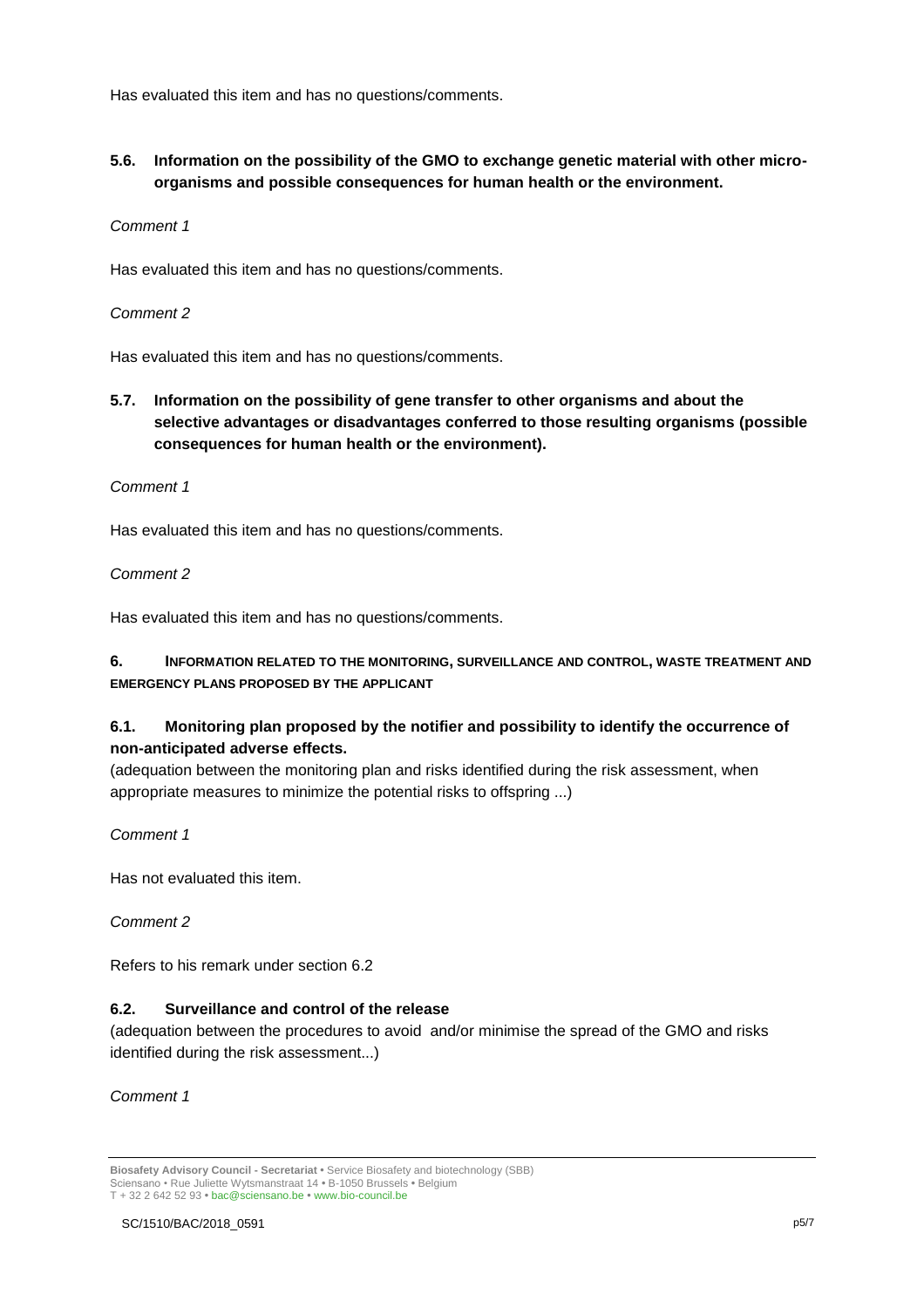Has evaluated this item and has no questions/comments.

### 5.6. Information on the possibility of the GMO to exchange genetic material with other micro-organisms and possible consequences for human health or the environment.

*Comment 1*

Has evaluated this item and has no questions/comments.

*Comment 2*

Has evaluated this item and has no questions/comments.

### 5.7. Information on the possibility of gene transfer to other organisms and about the selective advantages or disadvantages conferred to those resulting organisms (possible consequences for human health or the environment).

*Comment 1*

Has evaluated this item and has no questions/comments.

*Comment 2*

Has evaluated this item and has no questions/comments.

## 6. Information related to the monitoring, surveillance and control, waste treatment and emergency plans proposed by the applicant

### 6.1. Monitoring plan proposed by the notifier and possibility to identify the occurrence of non-anticipated adverse effects.

(adequation between the monitoring plan and risks identified during the risk assessment, when appropriate measures to minimize the potential risks to offspring ...)

*Comment 1*

Has not evaluated this item.

*Comment 2*

Refers to his remark under section 6.2

### 6.2. Surveillance and control of the release

(adequation between the procedures to avoid and/or minimise the spread of the GMO and risks identified during the risk assessment...)

*Comment 1*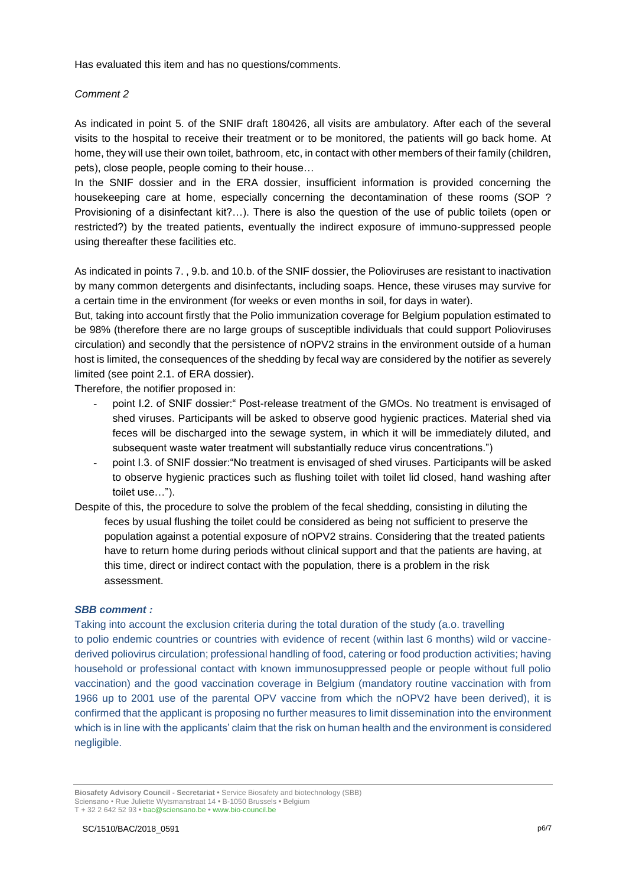Has evaluated this item and has no questions/comments.

*Comment 2*

As indicated in point 5. of the SNIF draft 180426, all visits are ambulatory. After each of the several visits to the hospital to receive their treatment or to be monitored, the patients will go back home. At home, they will use their own toilet, bathroom, etc, in contact with other members of their family (children, pets), close people, people coming to their house…

In the SNIF dossier and in the ERA dossier, insufficient information is provided concerning the housekeeping care at home, especially concerning the decontamination of these rooms (SOP ? Provisioning of a disinfectant kit?…). There is also the question of the use of public toilets (open or restricted?) by the treated patients, eventually the indirect exposure of immuno-suppressed people using thereafter these facilities etc.

As indicated in points 7. , 9.b. and 10.b. of the SNIF dossier, the Polioviruses are resistant to inactivation by many common detergents and disinfectants, including soaps. Hence, these viruses may survive for a certain time in the environment (for weeks or even months in soil, for days in water).

But, taking into account firstly that the Polio immunization coverage for Belgium population estimated to be 98% (therefore there are no large groups of susceptible individuals that could support Polioviruses circulation) and secondly that the persistence of nOPV2 strains in the environment outside of a human host is limited, the consequences of the shedding by fecal way are considered by the notifier as severely limited (see point 2.1. of ERA dossier).

Therefore, the notifier proposed in:

- point I.2. of SNIF dossier:" Post-release treatment of the GMOs. No treatment is envisaged of shed viruses. Participants will be asked to observe good hygienic practices. Material shed via feces will be discharged into the sewage system, in which it will be immediately diluted, and subsequent waste water treatment will substantially reduce virus concentrations.")
- point I.3. of SNIF dossier:"No treatment is envisaged of shed viruses. Participants will be asked to observe hygienic practices such as flushing toilet with toilet lid closed, hand washing after toilet use…").

Despite of this, the procedure to solve the problem of the fecal shedding, consisting in diluting the feces by usual flushing the toilet could be considered as being not sufficient to preserve the population against a potential exposure of nOPV2 strains. Considering that the treated patients have to return home during periods without clinical support and that the patients are having, at this time, direct or indirect contact with the population, there is a problem in the risk assessment.

***SBB comment :***

Taking into account the exclusion criteria during the total duration of the study (a.o. travelling to polio endemic countries or countries with evidence of recent (within last 6 months) wild or vaccine-derived poliovirus circulation; professional handling of food, catering or food production activities; having household or professional contact with known immunosuppressed people or people without full polio vaccination) and the good vaccination coverage in Belgium (mandatory routine vaccination with from 1966 up to 2001 use of the parental OPV vaccine from which the nOPV2 have been derived), it is confirmed that the applicant is proposing no further measures to limit dissemination into the environment which is in line with the applicants' claim that the risk on human health and the environment is considered negligible.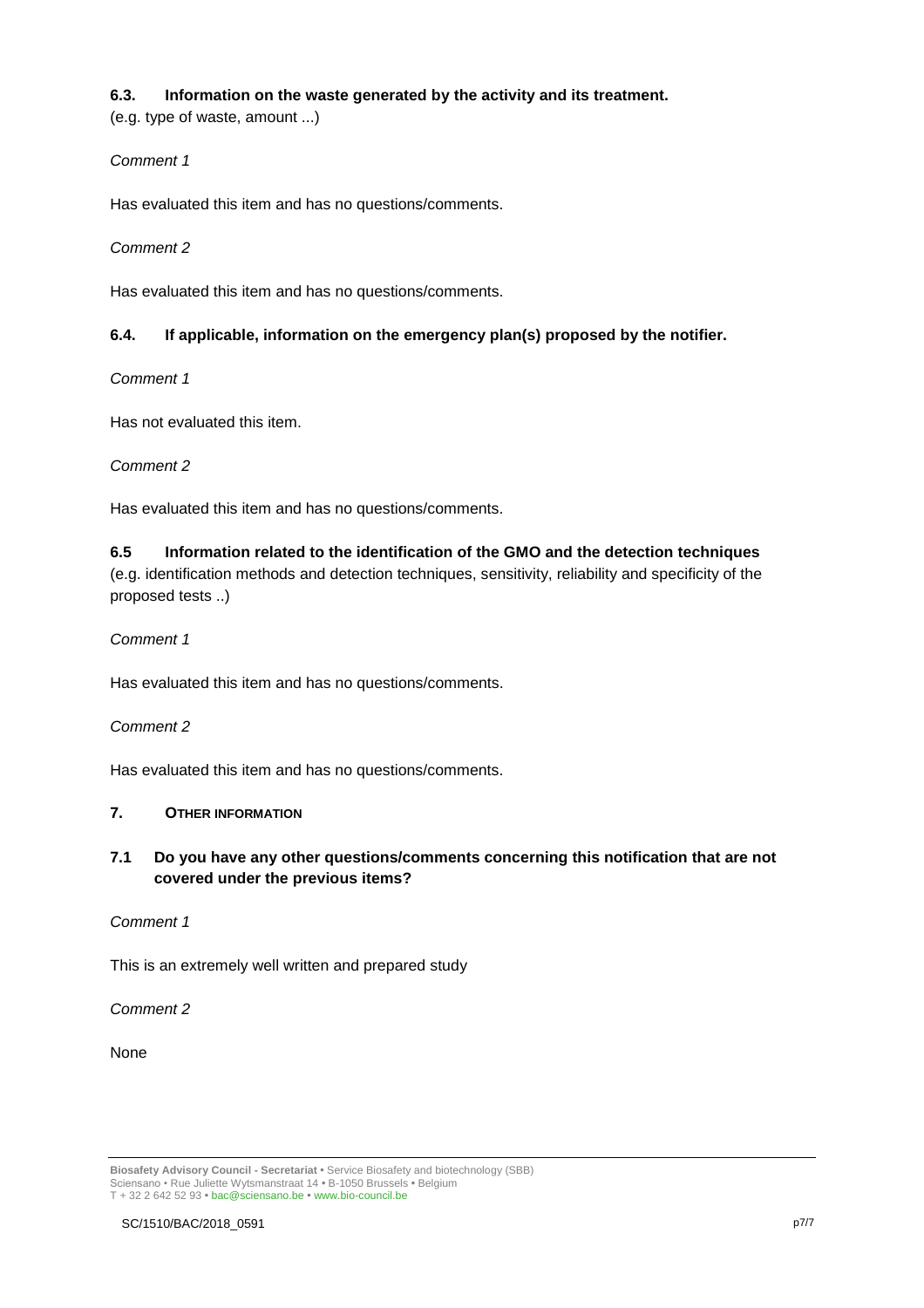### 6.3. Information on the waste generated by the activity and its treatment.

(e.g. type of waste, amount ...)

*Comment 1*

Has evaluated this item and has no questions/comments.

*Comment 2*

Has evaluated this item and has no questions/comments.

### 6.4. If applicable, information on the emergency plan(s) proposed by the notifier.

*Comment 1*

Has not evaluated this item.

*Comment 2*

Has evaluated this item and has no questions/comments.

### 6.5 Information related to the identification of the GMO and the detection techniques

(e.g. identification methods and detection techniques, sensitivity, reliability and specificity of the proposed tests ..)

*Comment 1*

Has evaluated this item and has no questions/comments.

*Comment 2*

Has evaluated this item and has no questions/comments.

## 7. OTHER INFORMATION

### 7.1 Do you have any other questions/comments concerning this notification that are not covered under the previous items?

*Comment 1*

This is an extremely well written and prepared study

*Comment 2*

None